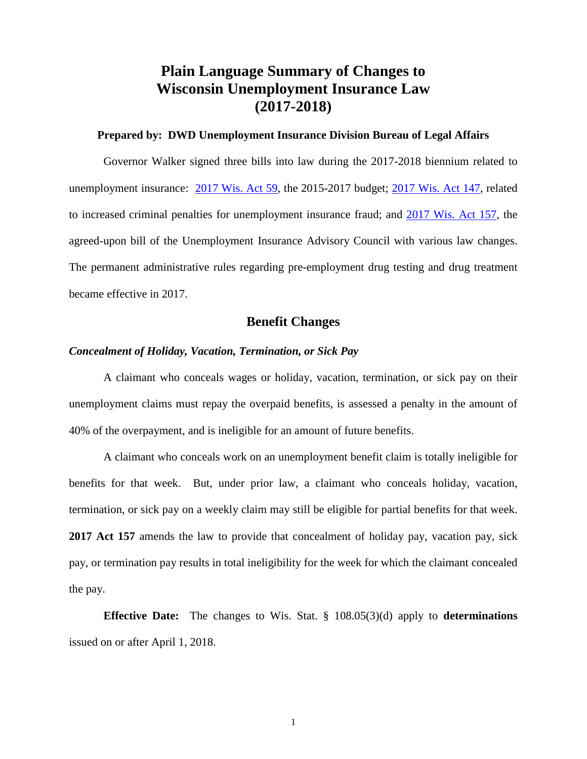# Plain Language Summary of Changes to Wisconsin Unemployment Insurance Law (2017-2018)

**Prepared by: DWD Unemployment Insurance Division Bureau of Legal Affairs**

Governor Walker signed three bills into law during the 2017-2018 biennium related to unemployment insurance: 2017 Wis. Act 59, the 2015-2017 budget; 2017 Wis. Act 147, related to increased criminal penalties for unemployment insurance fraud; and 2017 Wis. Act 157, the agreed-upon bill of the Unemployment Insurance Advisory Council with various law changes. The permanent administrative rules regarding pre-employment drug testing and drug treatment became effective in 2017.

## Benefit Changes

### *Concealment of Holiday, Vacation, Termination, or Sick Pay*

A claimant who conceals wages or holiday, vacation, termination, or sick pay on their unemployment claims must repay the overpaid benefits, is assessed a penalty in the amount of 40% of the overpayment, and is ineligible for an amount of future benefits.

A claimant who conceals work on an unemployment benefit claim is totally ineligible for benefits for that week. But, under prior law, a claimant who conceals holiday, vacation, termination, or sick pay on a weekly claim may still be eligible for partial benefits for that week. **2017 Act 157** amends the law to provide that concealment of holiday pay, vacation pay, sick pay, or termination pay results in total ineligibility for the week for which the claimant concealed the pay.

**Effective Date:** The changes to Wis. Stat. § 108.05(3)(d) apply to **determinations** issued on or after April 1, 2018.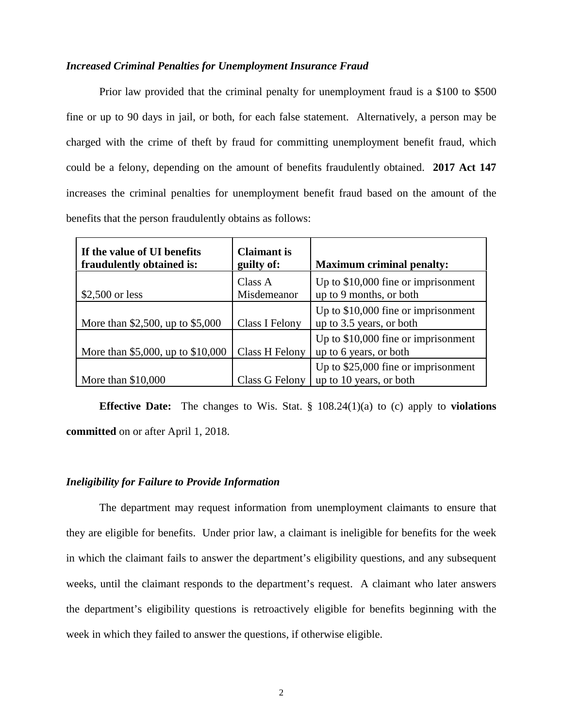### *Increased Criminal Penalties for Unemployment Insurance Fraud*

Prior law provided that the criminal penalty for unemployment fraud is a $100 to $500 fine or up to 90 days in jail, or both, for each false statement. Alternatively, a person may be charged with the crime of theft by fraud for committing unemployment benefit fraud, which could be a felony, depending on the amount of benefits fraudulently obtained. **2017 Act 147** increases the criminal penalties for unemployment benefit fraud based on the amount of the benefits that the person fraudulently obtains as follows:

| If the value of UI benefits fraudulently obtained is: | Claimant is guilty of: | Maximum criminal penalty: |
|---|---|---|
| $2,500 or less | Class A Misdemeanor | Up to $10,000 fine or imprisonment up to 9 months, or both |
| More than $2,500, up to $5,000 | Class I Felony | Up to $10,000 fine or imprisonment up to 3.5 years, or both |
| More than $5,000, up to $10,000 | Class H Felony | Up to $10,000 fine or imprisonment up to 6 years, or both |
| More than $10,000 | Class G Felony | Up to $25,000 fine or imprisonment up to 10 years, or both |

**Effective Date:** The changes to Wis. Stat. § 108.24(1)(a) to (c) apply to **violations committed** on or after April 1, 2018.

### *Ineligibility for Failure to Provide Information*

The department may request information from unemployment claimants to ensure that they are eligible for benefits. Under prior law, a claimant is ineligible for benefits for the week in which the claimant fails to answer the department's eligibility questions, and any subsequent weeks, until the claimant responds to the department's request. A claimant who later answers the department's eligibility questions is retroactively eligible for benefits beginning with the week in which they failed to answer the questions, if otherwise eligible.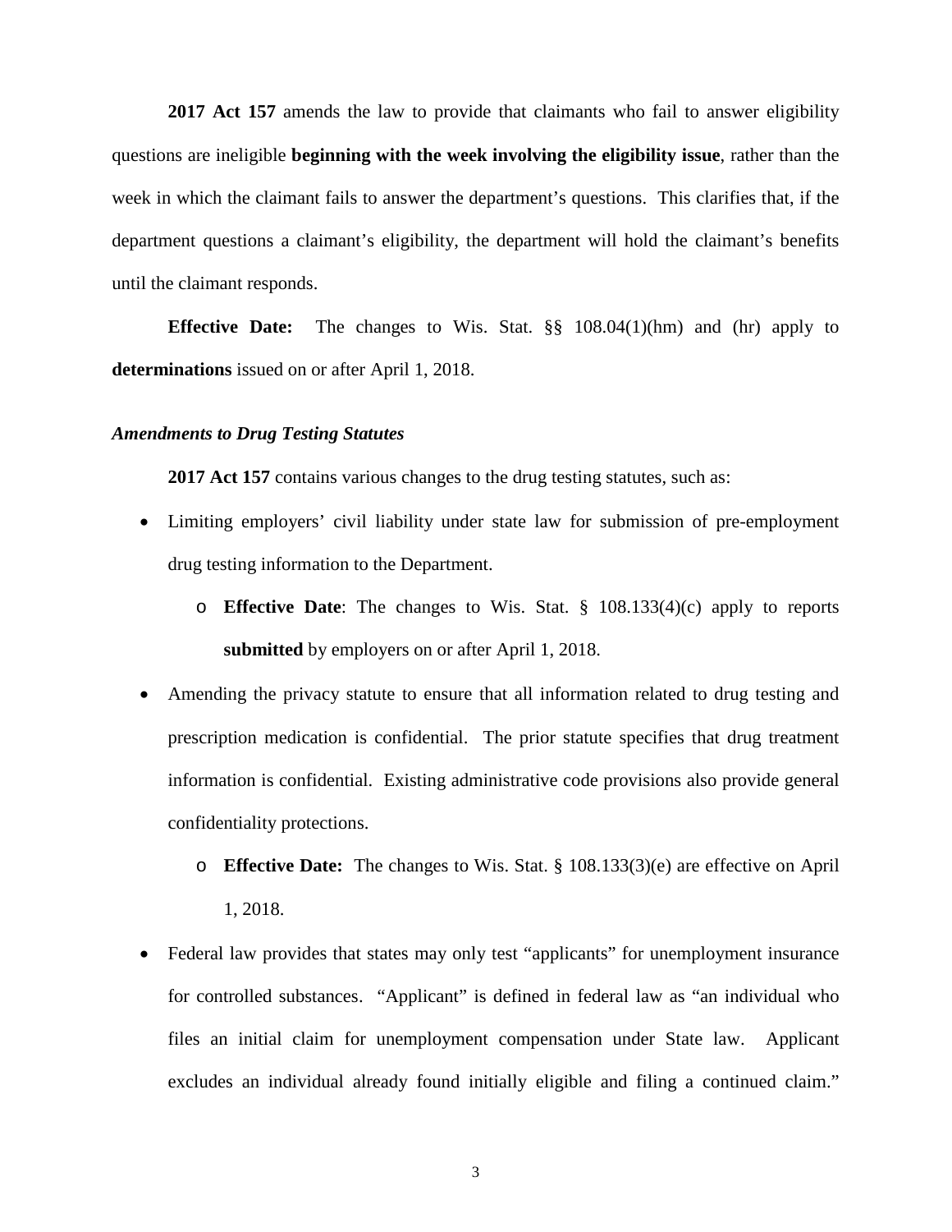**2017 Act 157** amends the law to provide that claimants who fail to answer eligibility questions are ineligible **beginning with the week involving the eligibility issue**, rather than the week in which the claimant fails to answer the department's questions. This clarifies that, if the department questions a claimant's eligibility, the department will hold the claimant's benefits until the claimant responds.

**Effective Date:** The changes to Wis. Stat. §§ 108.04(1)(hm) and (hr) apply to **determinations** issued on or after April 1, 2018.

### *Amendments to Drug Testing Statutes*

**2017 Act 157** contains various changes to the drug testing statutes, such as:

- Limiting employers' civil liability under state law for submission of pre-employment drug testing information to the Department.
  - **Effective Date**: The changes to Wis. Stat. § 108.133(4)(c) apply to reports **submitted** by employers on or after April 1, 2018.
- Amending the privacy statute to ensure that all information related to drug testing and prescription medication is confidential. The prior statute specifies that drug treatment information is confidential. Existing administrative code provisions also provide general confidentiality protections.
  - **Effective Date:** The changes to Wis. Stat. § 108.133(3)(e) are effective on April 1, 2018.
- Federal law provides that states may only test "applicants" for unemployment insurance for controlled substances. "Applicant" is defined in federal law as "an individual who files an initial claim for unemployment compensation under State law. Applicant excludes an individual already found initially eligible and filing a continued claim."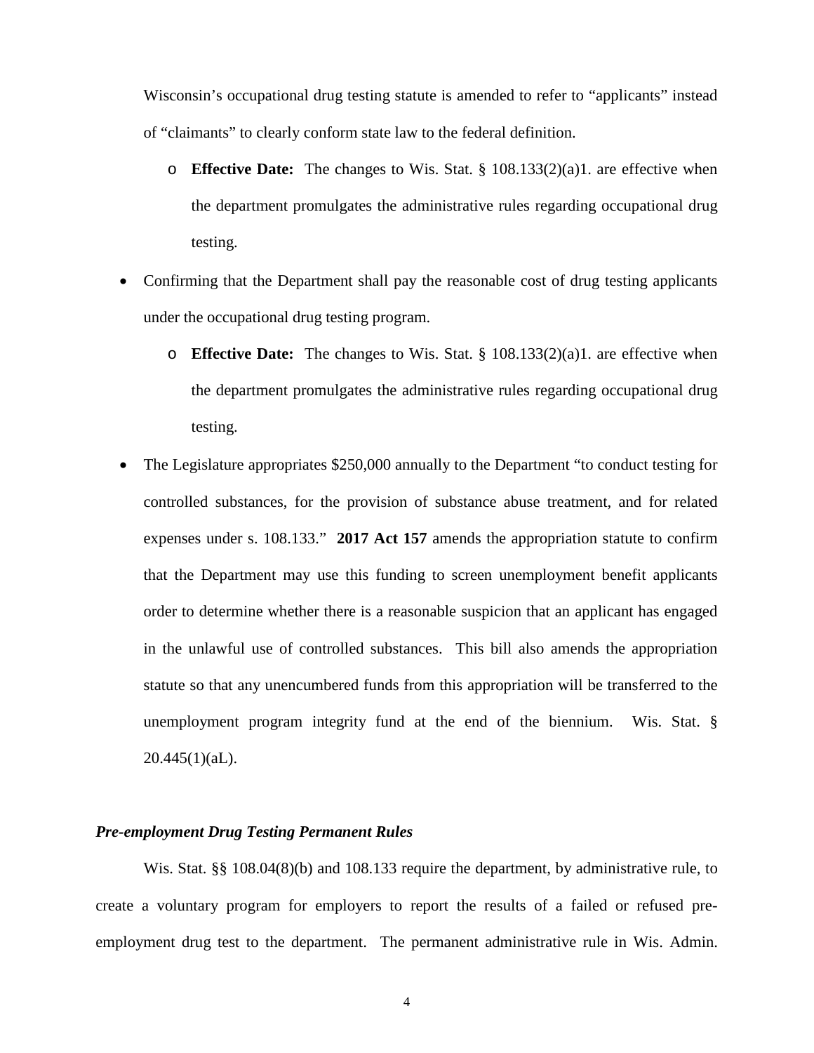Wisconsin's occupational drug testing statute is amended to refer to "applicants" instead of "claimants" to clearly conform state law to the federal definition.

  - **Effective Date:** The changes to Wis. Stat. § 108.133(2)(a)1. are effective when the department promulgates the administrative rules regarding occupational drug testing.

- Confirming that the Department shall pay the reasonable cost of drug testing applicants under the occupational drug testing program.
  - **Effective Date:** The changes to Wis. Stat. § 108.133(2)(a)1. are effective when the department promulgates the administrative rules regarding occupational drug testing.

- The Legislature appropriates $250,000 annually to the Department "to conduct testing for controlled substances, for the provision of substance abuse treatment, and for related expenses under s. 108.133." **2017 Act 157** amends the appropriation statute to confirm that the Department may use this funding to screen unemployment benefit applicants order to determine whether there is a reasonable suspicion that an applicant has engaged in the unlawful use of controlled substances. This bill also amends the appropriation statute so that any unencumbered funds from this appropriation will be transferred to the unemployment program integrity fund at the end of the biennium. Wis. Stat. § 20.445(1)(aL).

### *Pre-employment Drug Testing Permanent Rules*

Wis. Stat. §§ 108.04(8)(b) and 108.133 require the department, by administrative rule, to create a voluntary program for employers to report the results of a failed or refused pre-employment drug test to the department. The permanent administrative rule in Wis. Admin.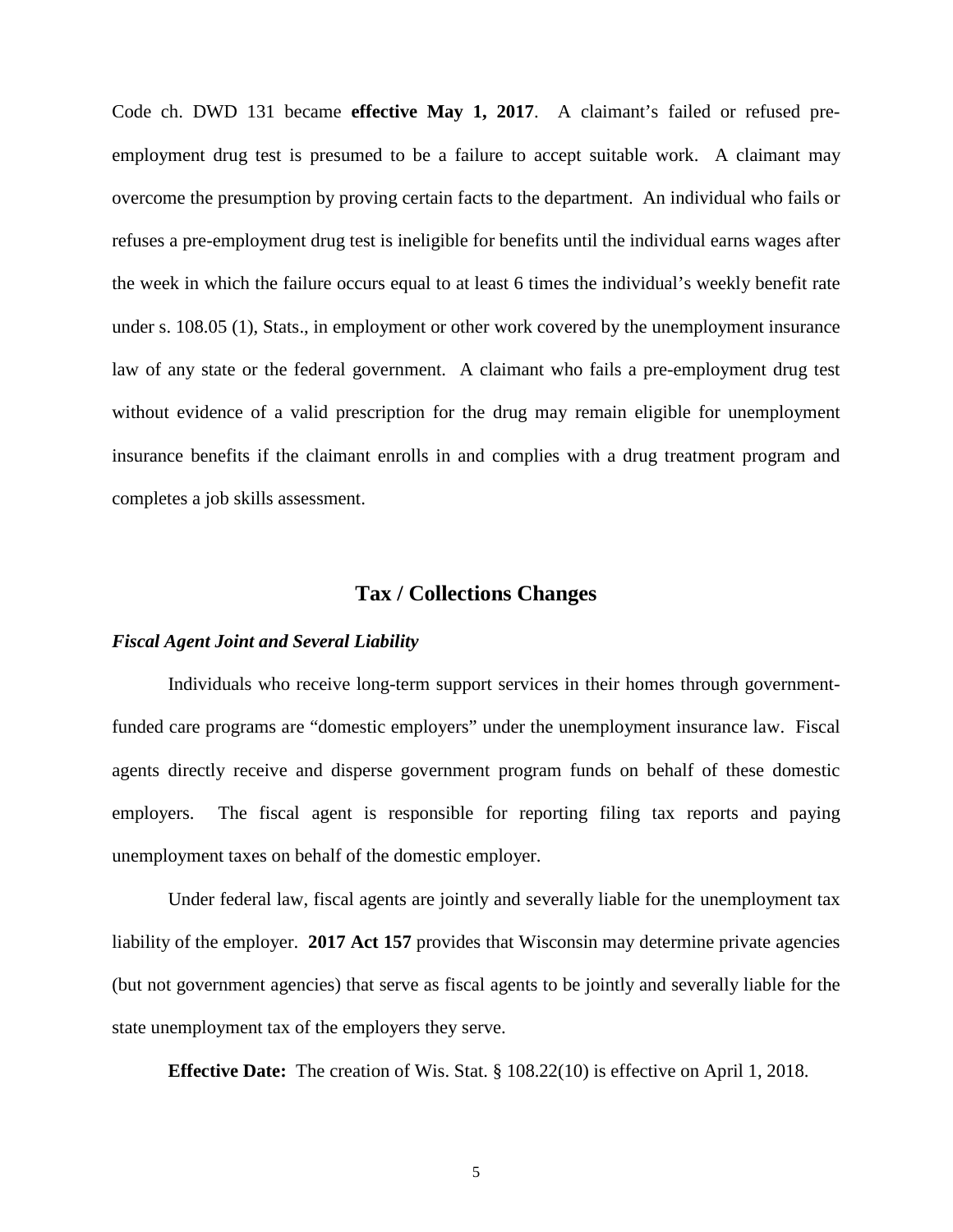Code ch. DWD 131 became **effective May 1, 2017**. A claimant's failed or refused pre-employment drug test is presumed to be a failure to accept suitable work. A claimant may overcome the presumption by proving certain facts to the department. An individual who fails or refuses a pre-employment drug test is ineligible for benefits until the individual earns wages after the week in which the failure occurs equal to at least 6 times the individual's weekly benefit rate under s. 108.05 (1), Stats., in employment or other work covered by the unemployment insurance law of any state or the federal government. A claimant who fails a pre-employment drug test without evidence of a valid prescription for the drug may remain eligible for unemployment insurance benefits if the claimant enrolls in and complies with a drug treatment program and completes a job skills assessment.

## Tax / Collections Changes

### *Fiscal Agent Joint and Several Liability*

Individuals who receive long-term support services in their homes through government-funded care programs are "domestic employers" under the unemployment insurance law. Fiscal agents directly receive and disperse government program funds on behalf of these domestic employers. The fiscal agent is responsible for reporting filing tax reports and paying unemployment taxes on behalf of the domestic employer.

Under federal law, fiscal agents are jointly and severally liable for the unemployment tax liability of the employer. **2017 Act 157** provides that Wisconsin may determine private agencies (but not government agencies) that serve as fiscal agents to be jointly and severally liable for the state unemployment tax of the employers they serve.

**Effective Date:** The creation of Wis. Stat. § 108.22(10) is effective on April 1, 2018.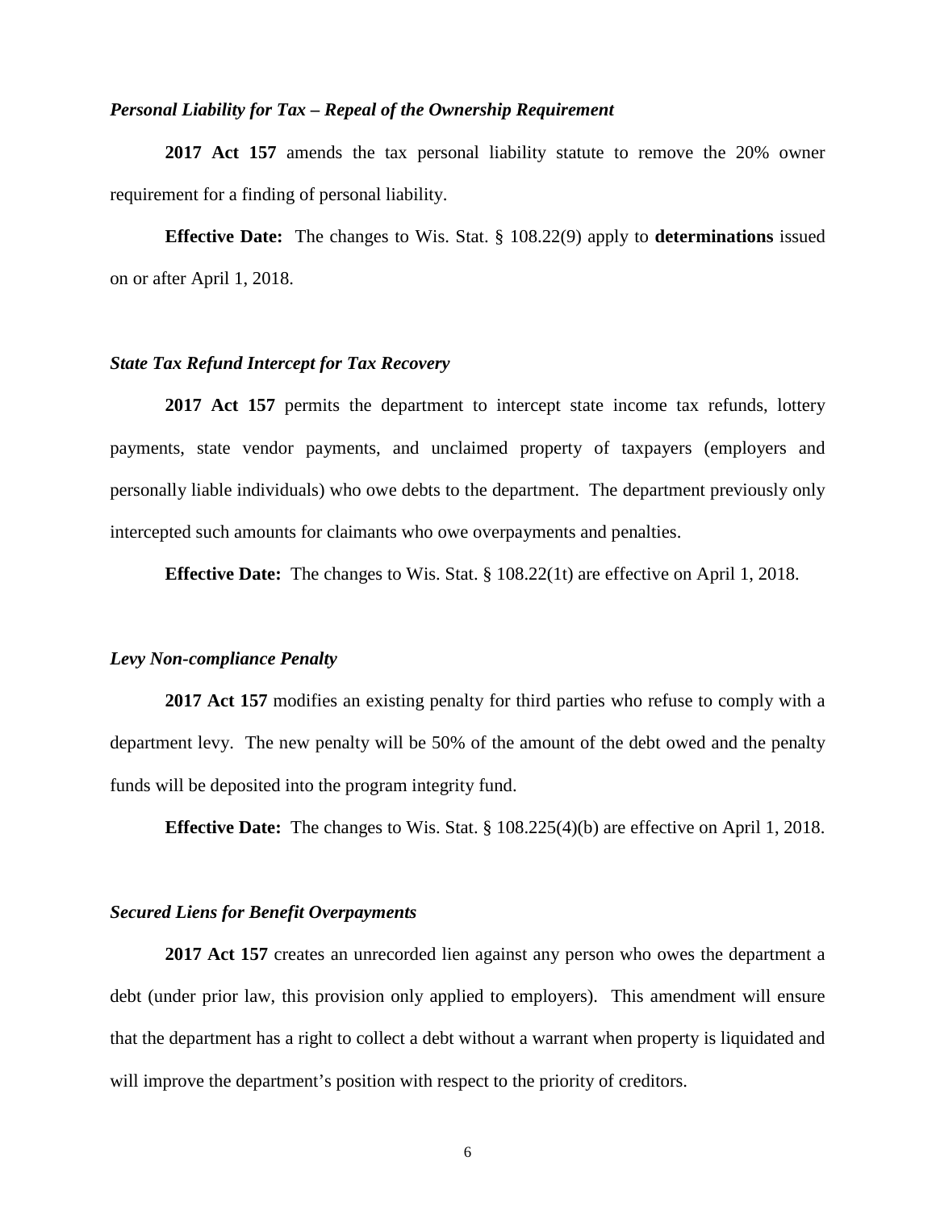### *Personal Liability for Tax – Repeal of the Ownership Requirement*

**2017 Act 157** amends the tax personal liability statute to remove the 20% owner requirement for a finding of personal liability.

**Effective Date:** The changes to Wis. Stat. § 108.22(9) apply to **determinations** issued on or after April 1, 2018.

### *State Tax Refund Intercept for Tax Recovery*

**2017 Act 157** permits the department to intercept state income tax refunds, lottery payments, state vendor payments, and unclaimed property of taxpayers (employers and personally liable individuals) who owe debts to the department. The department previously only intercepted such amounts for claimants who owe overpayments and penalties.

**Effective Date:** The changes to Wis. Stat. § 108.22(1t) are effective on April 1, 2018.

### *Levy Non-compliance Penalty*

**2017 Act 157** modifies an existing penalty for third parties who refuse to comply with a department levy. The new penalty will be 50% of the amount of the debt owed and the penalty funds will be deposited into the program integrity fund.

**Effective Date:** The changes to Wis. Stat. § 108.225(4)(b) are effective on April 1, 2018.

### *Secured Liens for Benefit Overpayments*

**2017 Act 157** creates an unrecorded lien against any person who owes the department a debt (under prior law, this provision only applied to employers). This amendment will ensure that the department has a right to collect a debt without a warrant when property is liquidated and will improve the department's position with respect to the priority of creditors.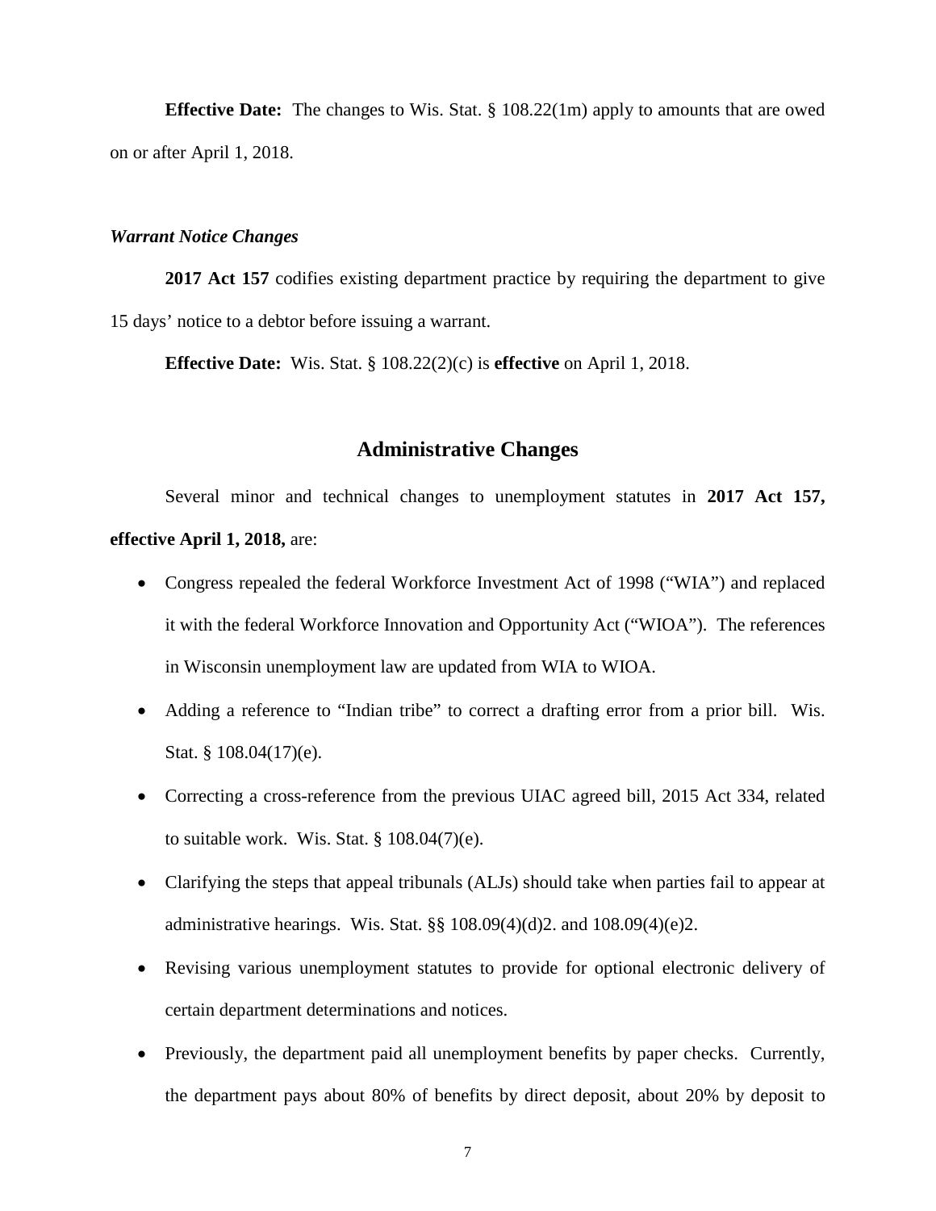**Effective Date:** The changes to Wis. Stat. § 108.22(1m) apply to amounts that are owed on or after April 1, 2018.

### *Warrant Notice Changes*

**2017 Act 157** codifies existing department practice by requiring the department to give 15 days' notice to a debtor before issuing a warrant.

**Effective Date:** Wis. Stat. § 108.22(2)(c) is **effective** on April 1, 2018.

## Administrative Changes

Several minor and technical changes to unemployment statutes in **2017 Act 157, effective April 1, 2018,** are:

- Congress repealed the federal Workforce Investment Act of 1998 ("WIA") and replaced it with the federal Workforce Innovation and Opportunity Act ("WIOA"). The references in Wisconsin unemployment law are updated from WIA to WIOA.
- Adding a reference to "Indian tribe" to correct a drafting error from a prior bill. Wis. Stat. § 108.04(17)(e).
- Correcting a cross-reference from the previous UIAC agreed bill, 2015 Act 334, related to suitable work. Wis. Stat. § 108.04(7)(e).
- Clarifying the steps that appeal tribunals (ALJs) should take when parties fail to appear at administrative hearings. Wis. Stat. §§ 108.09(4)(d)2. and 108.09(4)(e)2.
- Revising various unemployment statutes to provide for optional electronic delivery of certain department determinations and notices.
- Previously, the department paid all unemployment benefits by paper checks. Currently, the department pays about 80% of benefits by direct deposit, about 20% by deposit to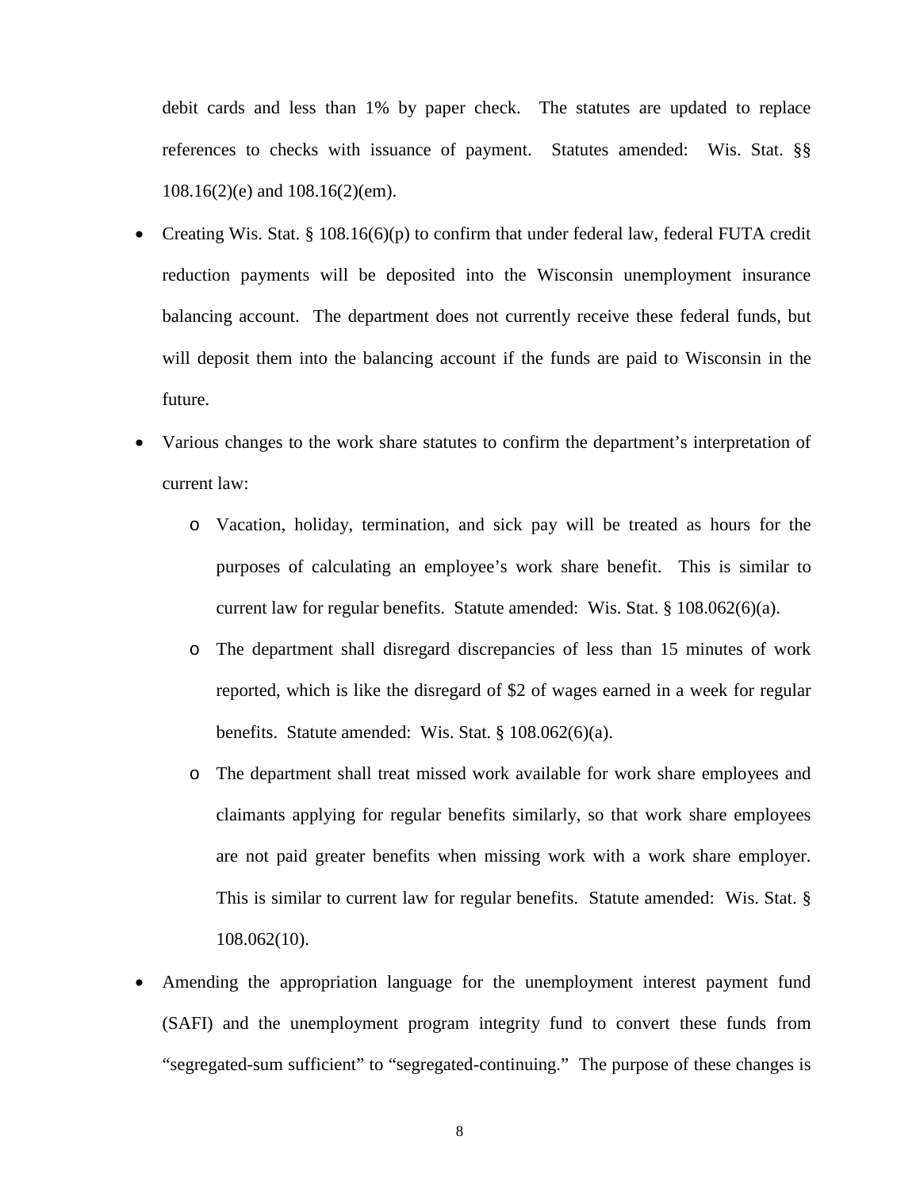debit cards and less than 1% by paper check. The statutes are updated to replace references to checks with issuance of payment. Statutes amended: Wis. Stat. §§ 108.16(2)(e) and 108.16(2)(em).

- Creating Wis. Stat. § 108.16(6)(p) to confirm that under federal law, federal FUTA credit reduction payments will be deposited into the Wisconsin unemployment insurance balancing account. The department does not currently receive these federal funds, but will deposit them into the balancing account if the funds are paid to Wisconsin in the future.
- Various changes to the work share statutes to confirm the department's interpretation of current law:
  - Vacation, holiday, termination, and sick pay will be treated as hours for the purposes of calculating an employee's work share benefit. This is similar to current law for regular benefits. Statute amended: Wis. Stat. § 108.062(6)(a).
  - The department shall disregard discrepancies of less than 15 minutes of work reported, which is like the disregard of $2 of wages earned in a week for regular benefits. Statute amended: Wis. Stat. § 108.062(6)(a).
  - The department shall treat missed work available for work share employees and claimants applying for regular benefits similarly, so that work share employees are not paid greater benefits when missing work with a work share employer. This is similar to current law for regular benefits. Statute amended: Wis. Stat. § 108.062(10).
- Amending the appropriation language for the unemployment interest payment fund (SAFI) and the unemployment program integrity fund to convert these funds from "segregated-sum sufficient" to "segregated-continuing." The purpose of these changes is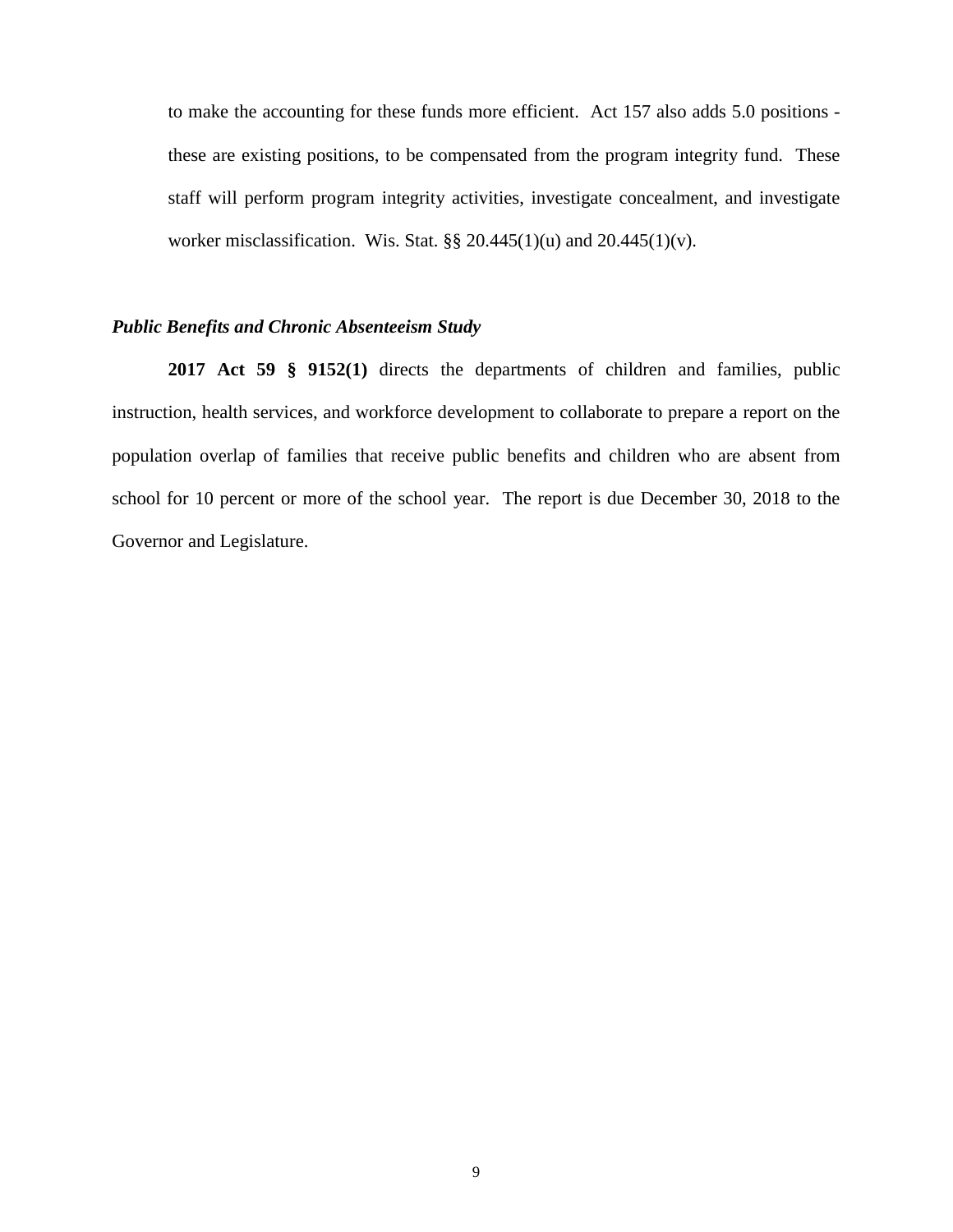to make the accounting for these funds more efficient. Act 157 also adds 5.0 positions - these are existing positions, to be compensated from the program integrity fund. These staff will perform program integrity activities, investigate concealment, and investigate worker misclassification. Wis. Stat. §§ 20.445(1)(u) and 20.445(1)(v).

***Public Benefits and Chronic Absenteeism Study***

**2017 Act 59 § 9152(1)** directs the departments of children and families, public instruction, health services, and workforce development to collaborate to prepare a report on the population overlap of families that receive public benefits and children who are absent from school for 10 percent or more of the school year. The report is due December 30, 2018 to the Governor and Legislature.